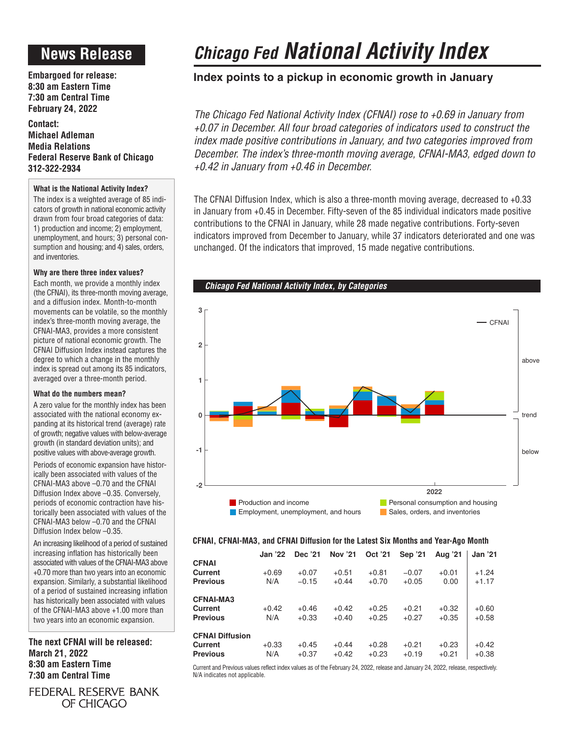# News Release

**Embargoed for release:**
**8:30 am Eastern Time**
**7:30 am Central Time**
**February 24, 2022**

**Contact:**
**Michael Adleman**
**Media Relations**
**Federal Reserve Bank of Chicago**
**312-322-2934**

### What is the National Activity Index?

The index is a weighted average of 85 indicators of growth in national economic activity drawn from four broad categories of data: 1) production and income; 2) employment, unemployment, and hours; 3) personal consumption and housing; and 4) sales, orders, and inventories.

### Why are there three index values?

Each month, we provide a monthly index (the CFNAI), its three-month moving average, and a diffusion index. Month-to-month movements can be volatile, so the monthly index's three-month moving average, the CFNAI-MA3, provides a more consistent picture of national economic growth. The CFNAI Diffusion Index instead captures the degree to which a change in the monthly index is spread out among its 85 indicators, averaged over a three-month period.

### What do the numbers mean?

A zero value for the monthly index has been associated with the national economy expanding at its historical trend (average) rate of growth; negative values with below-average growth (in standard deviation units); and positive values with above-average growth.

Periods of economic expansion have historically been associated with values of the CFNAI-MA3 above –0.70 and the CFNAI Diffusion Index above –0.35. Conversely, periods of economic contraction have historically been associated with values of the CFNAI-MA3 below –0.70 and the CFNAI Diffusion Index below –0.35.

An increasing likelihood of a period of sustained increasing inflation has historically been associated with values of the CFNAI-MA3 above +0.70 more than two years into an economic expansion. Similarly, a substantial likelihood of a period of sustained increasing inflation has historically been associated with values of the CFNAI-MA3 above +1.00 more than two years into an economic expansion.

**The next CFNAI will be released:**
**March 21, 2022**
**8:30 am Eastern Time**
**7:30 am Central Time**

FEDERAL RESERVE BANK OF CHICAGO

# *Chicago Fed* National Activity Index

## Index points to a pickup in economic growth in January

*The Chicago Fed National Activity Index (CFNAI) rose to +0.69 in January from +0.07 in December. All four broad categories of indicators used to construct the index made positive contributions in January, and two categories improved from December. The index's three-month moving average, CFNAI-MA3, edged down to +0.42 in January from +0.46 in December.*

The CFNAI Diffusion Index, which is also a three-month moving average, decreased to +0.33 in January from +0.45 in December. Fifty-seven of the 85 individual indicators made positive contributions to the CFNAI in January, while 28 made negative contributions. Forty-seven indicators improved from December to January, while 37 indicators deteriorated and one was unchanged. Of the indicators that improved, 15 made negative contributions.

***Chicago Fed National Activity Index, by Categories***

### CFNAI, CFNAI-MA3, and CFNAI Diffusion for the Latest Six Months and Year-Ago Month

| | Jan '22 | Dec '21 | Nov '21 | Oct '21 | Sep '21 | Aug '21 | Jan '21 |
|---|---|---|---|---|---|---|---|
| **CFNAI** | | | | | | | |
| **Current** | +0.69 | +0.07 | +0.51 | +0.81 | –0.07 | +0.01 | +1.24 |
| **Previous** | N/A | –0.15 | +0.44 | +0.70 | +0.05 | 0.00 | +1.17 |
| **CFNAI-MA3** | | | | | | | |
| **Current** | +0.42 | +0.46 | +0.42 | +0.25 | +0.21 | +0.32 | +0.60 |
| **Previous** | N/A | +0.33 | +0.40 | +0.25 | +0.27 | +0.35 | +0.58 |
| **CFNAI Diffusion** | | | | | | | |
| **Current** | +0.33 | +0.45 | +0.44 | +0.28 | +0.21 | +0.23 | +0.42 |
| **Previous** | N/A | +0.37 | +0.42 | +0.23 | +0.19 | +0.21 | +0.38 |

Current and Previous values reflect index values as of the February 24, 2022, release and January 24, 2022, release, respectively. N/A indicates not applicable.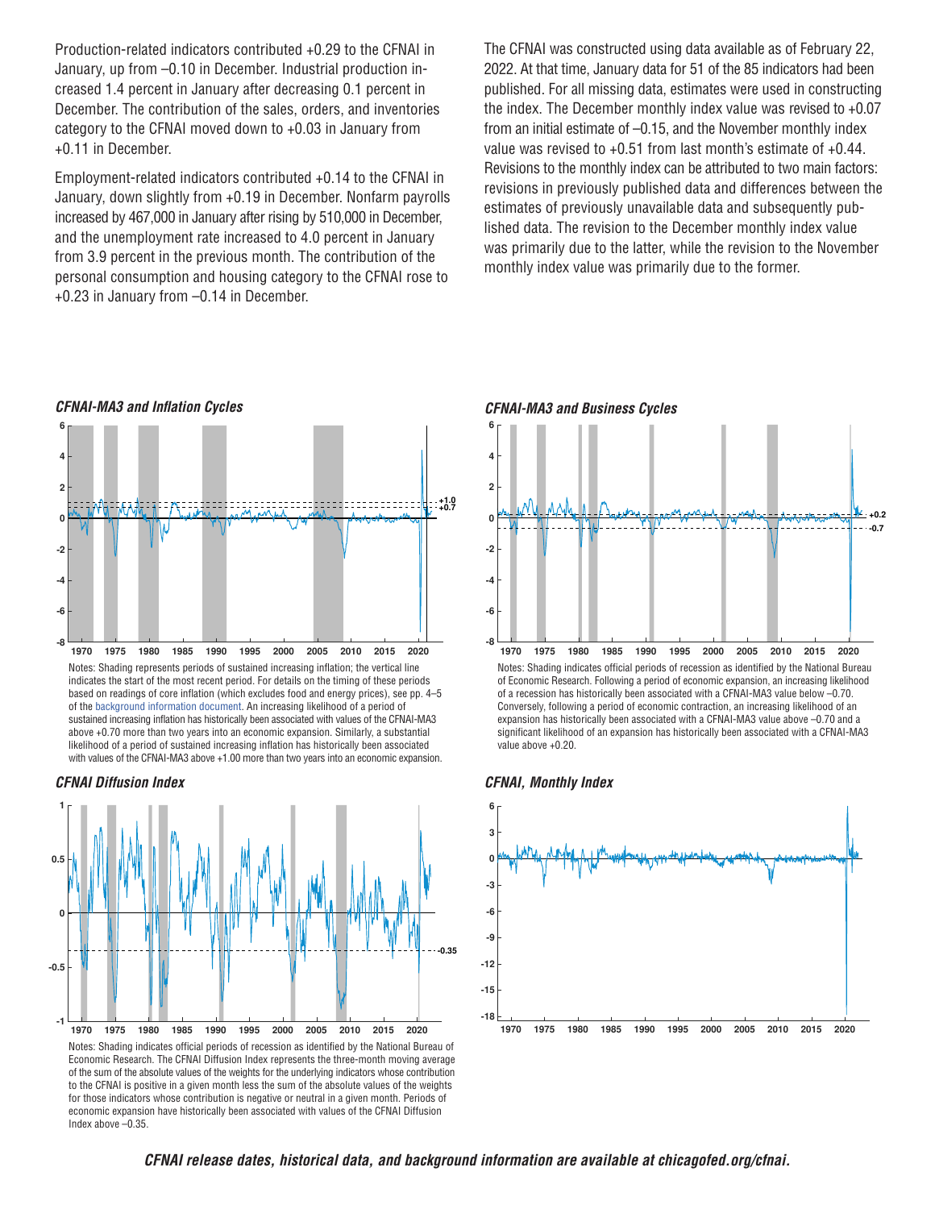Production-related indicators contributed +0.29 to the CFNAI in January, up from –0.10 in December. Industrial production increased 1.4 percent in January after decreasing 0.1 percent in December. The contribution of the sales, orders, and inventories category to the CFNAI moved down to +0.03 in January from +0.11 in December.

Employment-related indicators contributed +0.14 to the CFNAI in January, down slightly from +0.19 in December. Nonfarm payrolls increased by 467,000 in January after rising by 510,000 in December, and the unemployment rate increased to 4.0 percent in January from 3.9 percent in the previous month. The contribution of the personal consumption and housing category to the CFNAI rose to +0.23 in January from –0.14 in December.

The CFNAI was constructed using data available as of February 22, 2022. At that time, January data for 51 of the 85 indicators had been published. For all missing data, estimates were used in constructing the index. The December monthly index value was revised to +0.07 from an initial estimate of –0.15, and the November monthly index value was revised to +0.51 from last month's estimate of +0.44. Revisions to the monthly index can be attributed to two main factors: revisions in previously published data and differences between the estimates of previously unavailable data and subsequently published data. The revision to the December monthly index value was primarily due to the latter, while the revision to the November monthly index value was primarily due to the former.

***CFNAI-MA3 and Inflation Cycles***

6
4
2
0
-2
-4
-6
-8
+1.0
+0.7
1970 1975 1980 1985 1990 1995 2000 2005 2010 2015 2020

Notes: Shading represents periods of sustained increasing inflation; the vertical line indicates the start of the most recent period. For details on the timing of these periods based on readings of core inflation (which excludes food and energy prices), see pp. 4–5 of the background information document. An increasing likelihood of a period of sustained increasing inflation has historically been associated with values of the CFNAI-MA3 above +0.70 more than two years into an economic expansion. Similarly, a substantial likelihood of a period of sustained increasing inflation has historically been associated with values of the CFNAI-MA3 above +1.00 more than two years into an economic expansion.

***CFNAI-MA3 and Business Cycles***

6
4
2
0
-2
-4
-6
-8
+0.2
-0.7
1970 1975 1980 1985 1990 1995 2000 2005 2010 2015 2020

Notes: Shading indicates official periods of recession as identified by the National Bureau of Economic Research. Following a period of economic expansion, an increasing likelihood of a recession has historically been associated with a CFNAI-MA3 value below –0.70. Conversely, following a period of economic contraction, an increasing likelihood of an expansion has historically been associated with a CFNAI-MA3 value above –0.70 and a significant likelihood of an expansion has historically been associated with a CFNAI-MA3 value above +0.20.

***CFNAI Diffusion Index***

1
0.5
0
-0.5
-1
-0.35
1970 1975 1980 1985 1990 1995 2000 2005 2010 2015 2020

Notes: Shading indicates official periods of recession as identified by the National Bureau of Economic Research. The CFNAI Diffusion Index represents the three-month moving average of the sum of the absolute values of the weights for the underlying indicators whose contribution to the CFNAI is positive in a given month less the sum of the absolute values of the weights for those indicators whose contribution is negative or neutral in a given month. Periods of economic expansion have historically been associated with values of the CFNAI Diffusion Index above –0.35.

***CFNAI, Monthly Index***

6
3
0
-3
-6
-9
-12
-15
-18
1970 1975 1980 1985 1990 1995 2000 2005 2010 2015 2020

***CFNAI release dates, historical data, and background information are available at chicagofed.org/cfnai.***